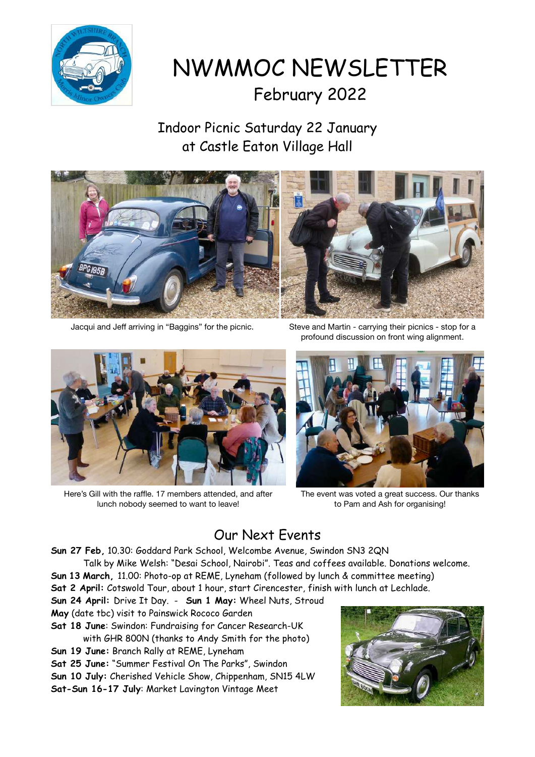# NWMMOC NEWSLETTER

## February 2022

### Indoor Picnic Saturday 22 January at Castle Eaton Village Hall

Jacqui and Jeff arriving in "Baggins" for the picnic.

Steve and Martin - carrying their picnics - stop for a profound discussion on front wing alignment.

Here's Gill with the raffle. 17 members attended, and after lunch nobody seemed to want to leave!

The event was voted a great success. Our thanks to Pam and Ash for organising!

## Our Next Events

**Sun 27 Feb,** 10.30: Goddard Park School, Welcombe Avenue, Swindon SN3 2QN
Talk by Mike Welsh: "Desai School, Nairobi". Teas and coffees available. Donations welcome.

**Sun 13 March,** 11.00: Photo-op at REME, Lyneham (followed by lunch & committee meeting)

**Sat 2 April:** Cotswold Tour, about 1 hour, start Cirencester, finish with lunch at Lechlade.

**Sun 24 April:** Drive It Day. - **Sun 1 May:** Wheel Nuts, Stroud

**May** (date tbc) visit to Painswick Rococo Garden

**Sat 18 June**: Swindon: Fundraising for Cancer Research-UK
with GHR 800N (thanks to Andy Smith for the photo)

**Sun 19 June:** Branch Rally at REME, Lyneham

**Sat 25 June:** "Summer Festival On The Parks", Swindon

**Sun 10 July:** Cherished Vehicle Show, Chippenham, SN15 4LW

**Sat-Sun 16-17 July**: Market Lavington Vintage Meet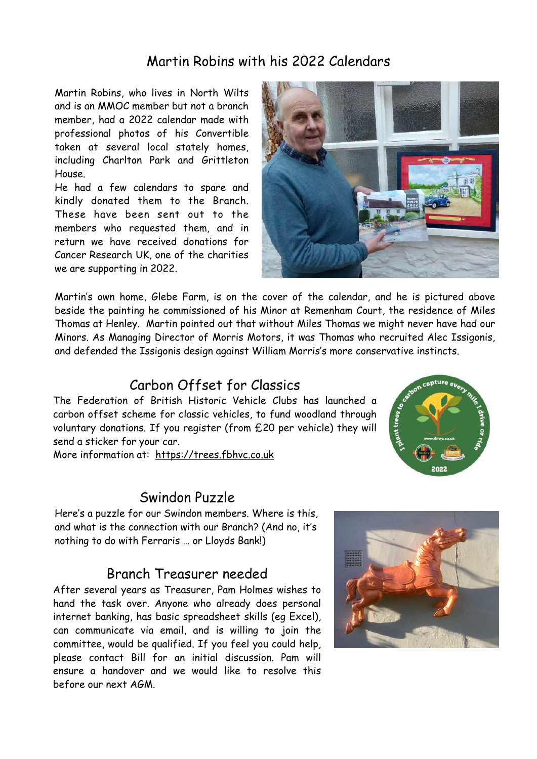## Martin Robins with his 2022 Calendars

Martin Robins, who lives in North Wilts and is an MMOC member but not a branch member, had a 2022 calendar made with professional photos of his Convertible taken at several local stately homes, including Charlton Park and Grittleton House.

He had a few calendars to spare and kindly donated them to the Branch. These have been sent out to the members who requested them, and in return we have received donations for Cancer Research UK, one of the charities we are supporting in 2022.

Martin's own home, Glebe Farm, is on the cover of the calendar, and he is pictured above beside the painting he commissioned of his Minor at Remenham Court, the residence of Miles Thomas at Henley. Martin pointed out that without Miles Thomas we might never have had our Minors. As Managing Director of Morris Motors, it was Thomas who recruited Alec Issigonis, and defended the Issigonis design against William Morris's more conservative instincts.

## Carbon Offset for Classics

The Federation of British Historic Vehicle Clubs has launched a carbon offset scheme for classic vehicles, to fund woodland through voluntary donations. If you register (from £20 per vehicle) they will send a sticker for your car.

More information at: https://trees.fbhvc.co.uk

## Swindon Puzzle

Here's a puzzle for our Swindon members. Where is this, and what is the connection with our Branch? (And no, it's nothing to do with Ferraris … or Lloyds Bank!)

## Branch Treasurer needed

After several years as Treasurer, Pam Holmes wishes to hand the task over. Anyone who already does personal internet banking, has basic spreadsheet skills (eg Excel), can communicate via email, and is willing to join the committee, would be qualified. If you feel you could help, please contact Bill for an initial discussion. Pam will ensure a handover and we would like to resolve this before our next AGM.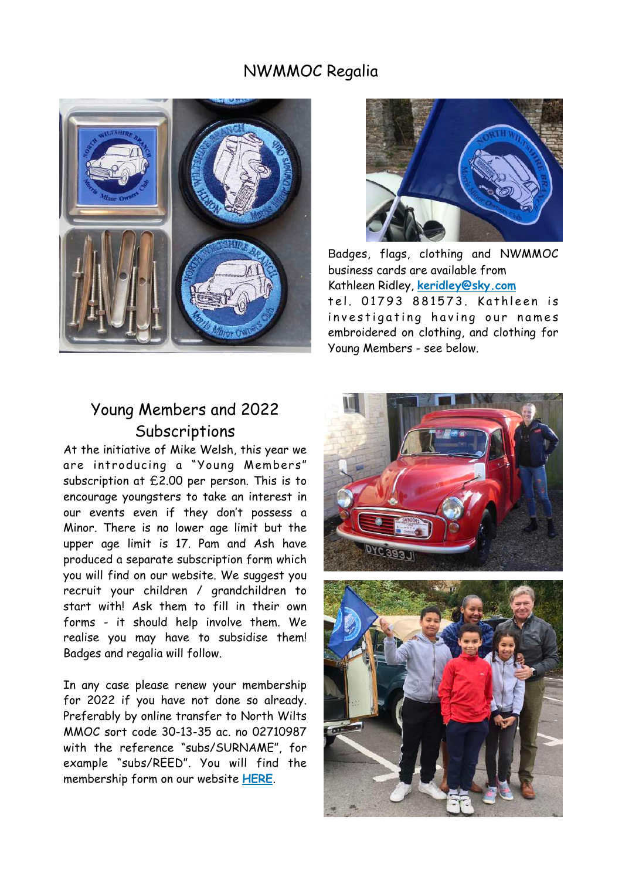# NWMMOC Regalia

Badges, flags, clothing and NWMMOC business cards are available from Kathleen Ridley, **keridley@sky.com** tel. 01793 881573. Kathleen is investigating having our names embroidered on clothing, and clothing for Young Members - see below.

## Young Members and 2022 Subscriptions

At the initiative of Mike Welsh, this year we are introducing a "Young Members" subscription at £2.00 per person. This is to encourage youngsters to take an interest in our events even if they don't possess a Minor. There is no lower age limit but the upper age limit is 17. Pam and Ash have produced a separate subscription form which you will find on our website. We suggest you recruit your children / grandchildren to start with! Ask them to fill in their own forms - it should help involve them. We realise you may have to subsidise them! Badges and regalia will follow.

In any case please renew your membership for 2022 if you have not done so already. Preferably by online transfer to North Wilts MMOC sort code 30-13-35 ac. no 02710987 with the reference "subs/SURNAME", for example "subs/REED". You will find the membership form on our website **HERE**.